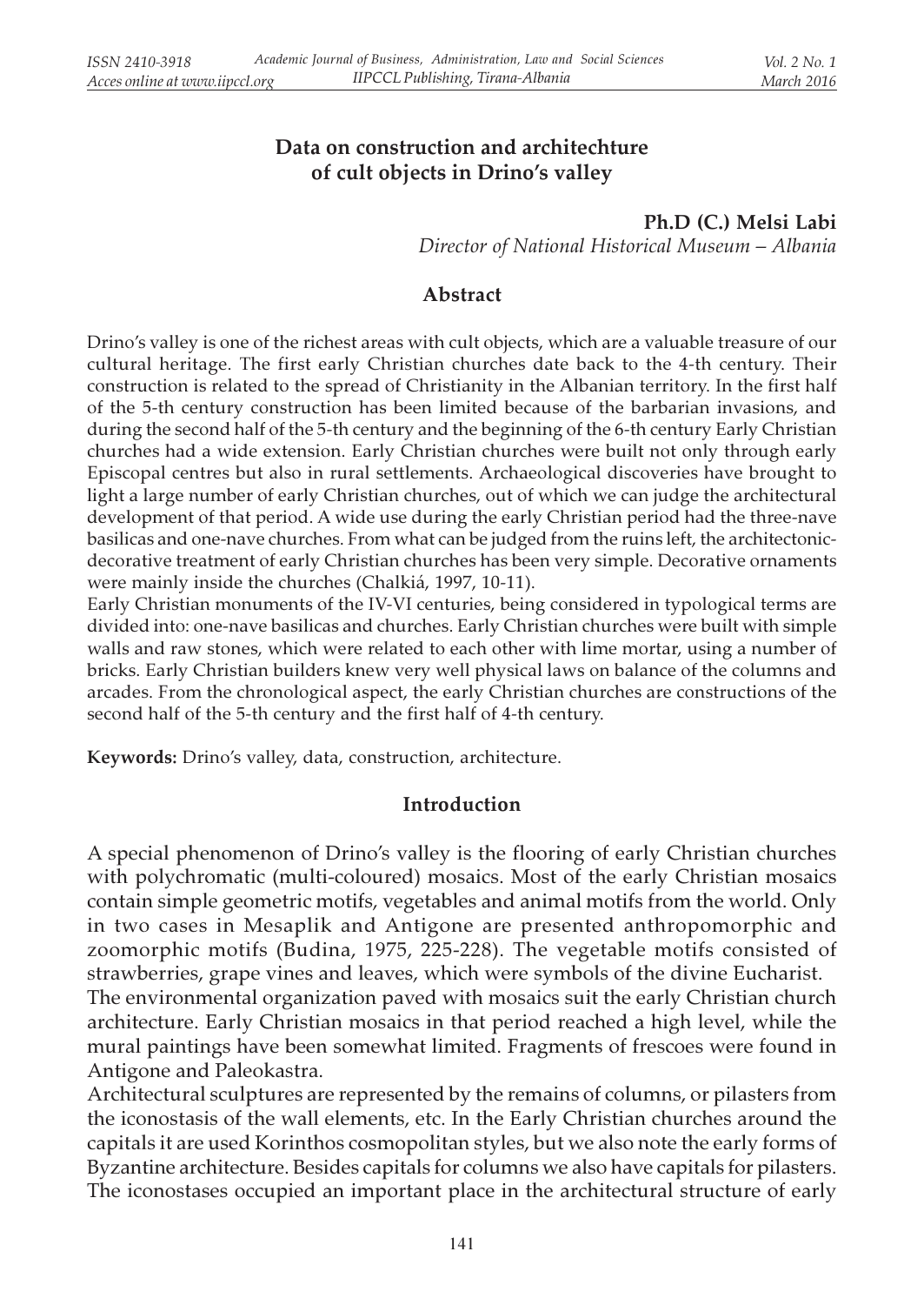# Data on construction and architechture of cult objects in Drino's valley

**Ph.D (C.) Melsi Labi**

*Director of National Historical Museum – Albania*

## Abstract

Drino's valley is one of the richest areas with cult objects, which are a valuable treasure of our cultural heritage. The first early Christian churches date back to the 4-th century. Their construction is related to the spread of Christianity in the Albanian territory. In the first half of the 5-th century construction has been limited because of the barbarian invasions, and during the second half of the 5-th century and the beginning of the 6-th century Early Christian churches had a wide extension. Early Christian churches were built not only through early Episcopal centres but also in rural settlements. Archaeological discoveries have brought to light a large number of early Christian churches, out of which we can judge the architectural development of that period. A wide use during the early Christian period had the three-nave basilicas and one-nave churches. From what can be judged from the ruins left, the architectonic-decorative treatment of early Christian churches has been very simple. Decorative ornaments were mainly inside the churches (Chalkiá, 1997, 10-11).

Early Christian monuments of the IV-VI centuries, being considered in typological terms are divided into: one-nave basilicas and churches. Early Christian churches were built with simple walls and raw stones, which were related to each other with lime mortar, using a number of bricks. Early Christian builders knew very well physical laws on balance of the columns and arcades. From the chronological aspect, the early Christian churches are constructions of the second half of the 5-th century and the first half of 4-th century.

**Keywords:** Drino's valley, data, construction, architecture.

## Introduction

A special phenomenon of Drino's valley is the flooring of early Christian churches with polychromatic (multi-coloured) mosaics. Most of the early Christian mosaics contain simple geometric motifs, vegetables and animal motifs from the world. Only in two cases in Mesaplik and Antigone are presented anthropomorphic and zoomorphic motifs (Budina, 1975, 225-228). The vegetable motifs consisted of strawberries, grape vines and leaves, which were symbols of the divine Eucharist.

The environmental organization paved with mosaics suit the early Christian church architecture. Early Christian mosaics in that period reached a high level, while the mural paintings have been somewhat limited. Fragments of frescoes were found in Antigone and Paleokastra.

Architectural sculptures are represented by the remains of columns, or pilasters from the iconostasis of the wall elements, etc. In the Early Christian churches around the capitals it are used Korinthos cosmopolitan styles, but we also note the early forms of Byzantine architecture. Besides capitals for columns we also have capitals for pilasters. The iconostases occupied an important place in the architectural structure of early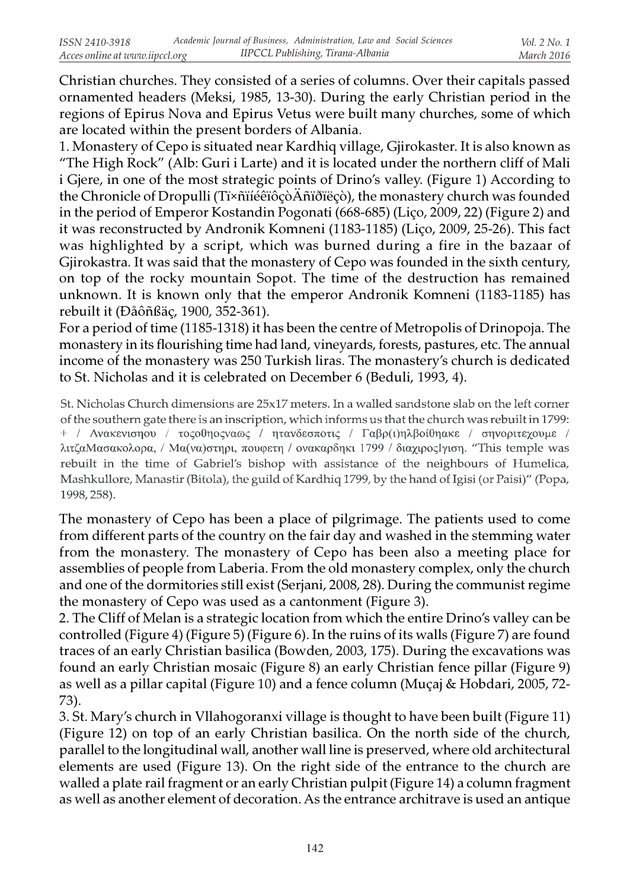Christian churches. They consisted of a series of columns. Over their capitals passed ornamented headers (Meksi, 1985, 13-30). During the early Christian period in the regions of Epirus Nova and Epirus Vetus were built many churches, some of which are located within the present borders of Albania.

1. Monastery of Cepo is situated near Kardhiq village, Gjirokaster. It is also known as "The High Rock" (Alb: Guri i Larte) and it is located under the northern cliff of Mali i Gjere, in one of the most strategic points of Drino's valley. (Figure 1) According to the Chronicle of Dropulli (Ťï×ñïíéêïôçòÄñïðïëçò), the monastery church was founded in the period of Emperor Kostandin Pogonati (668-685) (Liço, 2009, 22) (Figure 2) and it was reconstructed by Andronik Komneni (1183-1185) (Liço, 2009, 25-26). This fact was highlighted by a script, which was burned during a fire in the bazaar of Gjirokastra. It was said that the monastery of Cepo was founded in the sixth century, on top of the rocky mountain Sopot. The time of the destruction has remained unknown. It is known only that the emperor Andronik Komneni (1183-1185) has rebuilt it (Ðåôñßäç, 1900, 352-361).

For a period of time (1185-1318) it has been the centre of Metropolis of Drinopoja. The monastery in its flourishing time had land, vineyards, forests, pastures, etc. The annual income of the monastery was 250 Turkish liras. The monastery's church is dedicated to St. Nicholas and it is celebrated on December 6 (Beduli, 1993, 4).

St. Nicholas Church dimensions are 25x17 meters. In a walled sandstone slab on the left corner of the southern gate there is an inscription, which informs us that the church was rebuilt in 1799: + / Ανακενισηου / τοςοθηοςναως / ητανδεσποτις / Γαβρ(ι)ηλβοίθηακε / σηνοριτεχουμε / λιτζαΜασακολορα, / Μα(να)στηρι, πουφετη / ονακαρδηκι 1799 / διαχιροςΙγιση. "This temple was rebuilt in the time of Gabriel's bishop with assistance of the neighbours of Humelica, Mashkullore, Manastir (Bitola), the guild of Kardhiq 1799, by the hand of Igisi (or Paisi)" (Popa, 1998, 258).

The monastery of Cepo has been a place of pilgrimage. The patients used to come from different parts of the country on the fair day and washed in the stemming water from the monastery. The monastery of Cepo has been also a meeting place for assemblies of people from Laberia. From the old monastery complex, only the church and one of the dormitories still exist (Serjani, 2008, 28). During the communist regime the monastery of Cepo was used as a cantonment (Figure 3).

2. The Cliff of Melan is a strategic location from which the entire Drino's valley can be controlled (Figure 4) (Figure 5) (Figure 6). In the ruins of its walls (Figure 7) are found traces of an early Christian basilica (Bowden, 2003, 175). During the excavations was found an early Christian mosaic (Figure 8) an early Christian fence pillar (Figure 9) as well as a pillar capital (Figure 10) and a fence column (Muçaj & Hobdari, 2005, 72-73).

3. St. Mary's church in Vllahogoranxi village is thought to have been built (Figure 11) (Figure 12) on top of an early Christian basilica. On the north side of the church, parallel to the longitudinal wall, another wall line is preserved, where old architectural elements are used (Figure 13). On the right side of the entrance to the church are walled a plate rail fragment or an early Christian pulpit (Figure 14) a column fragment as well as another element of decoration. As the entrance architrave is used an antique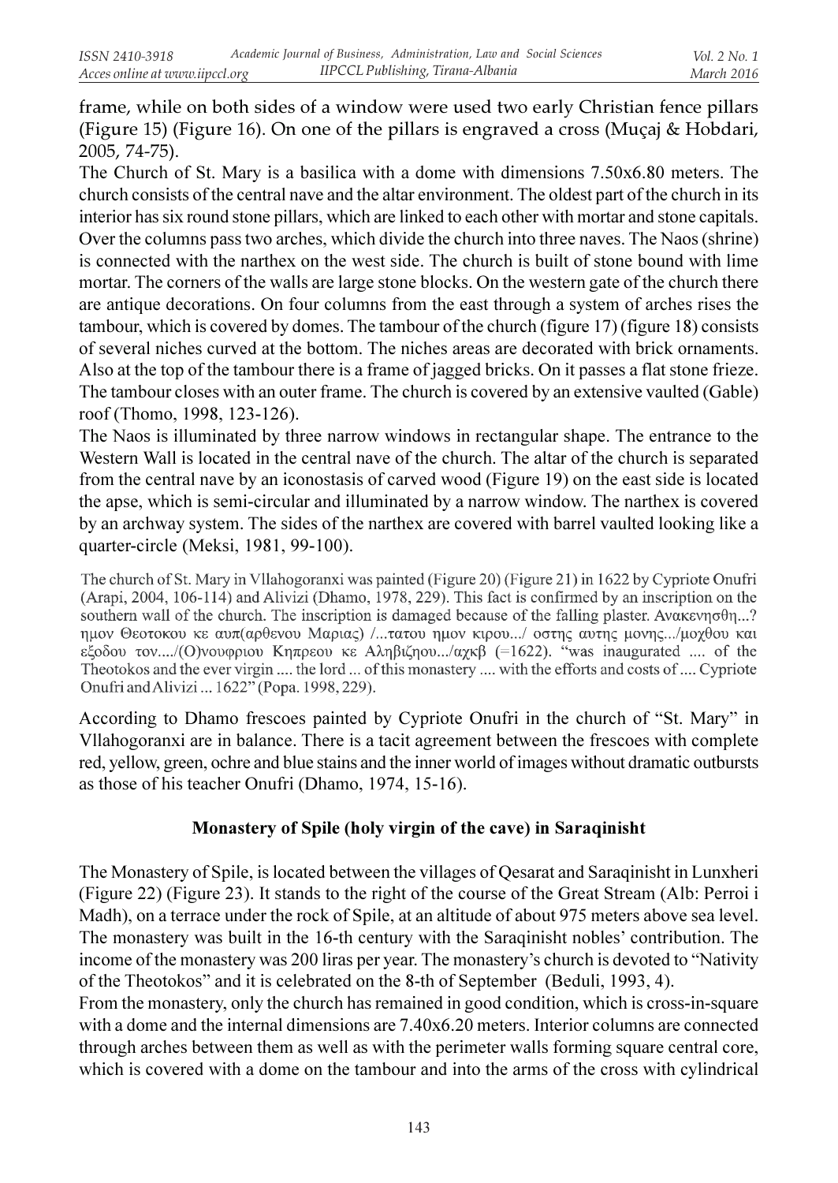frame, while on both sides of a window were used two early Christian fence pillars (Figure 15) (Figure 16). On one of the pillars is engraved a cross (Muçaj & Hobdari, 2005, 74-75).

The Church of St. Mary is a basilica with a dome with dimensions 7.50x6.80 meters. The church consists of the central nave and the altar environment. The oldest part of the church in its interior has six round stone pillars, which are linked to each other with mortar and stone capitals. Over the columns pass two arches, which divide the church into three naves. The Naos (shrine) is connected with the narthex on the west side. The church is built of stone bound with lime mortar. The corners of the walls are large stone blocks. On the western gate of the church there are antique decorations. On four columns from the east through a system of arches rises the tambour, which is covered by domes. The tambour of the church (figure 17) (figure 18) consists of several niches curved at the bottom. The niches areas are decorated with brick ornaments. Also at the top of the tambour there is a frame of jagged bricks. On it passes a flat stone frieze. The tambour closes with an outer frame. The church is covered by an extensive vaulted (Gable) roof (Thomo, 1998, 123-126).

The Naos is illuminated by three narrow windows in rectangular shape. The entrance to the Western Wall is located in the central nave of the church. The altar of the church is separated from the central nave by an iconostasis of carved wood (Figure 19) on the east side is located the apse, which is semi-circular and illuminated by a narrow window. The narthex is covered by an archway system. The sides of the narthex are covered with barrel vaulted looking like a quarter-circle (Meksi, 1981, 99-100).

The church of St. Mary in Vllahogoranxi was painted (Figure 20) (Figure 21) in 1622 by Cypriote Onufri (Arapi, 2004, 106-114) and Alivizi (Dhamo, 1978, 229). This fact is confirmed by an inscription on the southern wall of the church. The inscription is damaged because of the falling plaster. Ανακενησθη...? ημον Θεοτοκου κε αυπ(αρθενου Μαριας) /...τατου ημον κιρου.../ οστης αυτης μονης.../μοχθου και εξοδου τον..../(Ο)νουφριου Κηπρεου κε Αληβιζηου.../αχκβ (=1622). "was inaugurated .... of the Theotokos and the ever virgin .... the lord ... of this monastery .... with the efforts and costs of .... Cypriote Onufri and Alivizi ... 1622" (Popa. 1998, 229).

According to Dhamo frescoes painted by Cypriote Onufri in the church of "St. Mary" in Vllahogoranxi are in balance. There is a tacit agreement between the frescoes with complete red, yellow, green, ochre and blue stains and the inner world of images without dramatic outbursts as those of his teacher Onufri (Dhamo, 1974, 15-16).

## Monastery of Spile (holy virgin of the cave) in Saraqinisht

The Monastery of Spile, is located between the villages of Qesarat and Saraqinisht in Lunxheri (Figure 22) (Figure 23). It stands to the right of the course of the Great Stream (Alb: Perroi i Madh), on a terrace under the rock of Spile, at an altitude of about 975 meters above sea level. The monastery was built in the 16-th century with the Saraqinisht nobles' contribution. The income of the monastery was 200 liras per year. The monastery's church is devoted to "Nativity of the Theotokos" and it is celebrated on the 8-th of September (Beduli, 1993, 4).

From the monastery, only the church has remained in good condition, which is cross-in-square with a dome and the internal dimensions are 7.40x6.20 meters. Interior columns are connected through arches between them as well as with the perimeter walls forming square central core, which is covered with a dome on the tambour and into the arms of the cross with cylindrical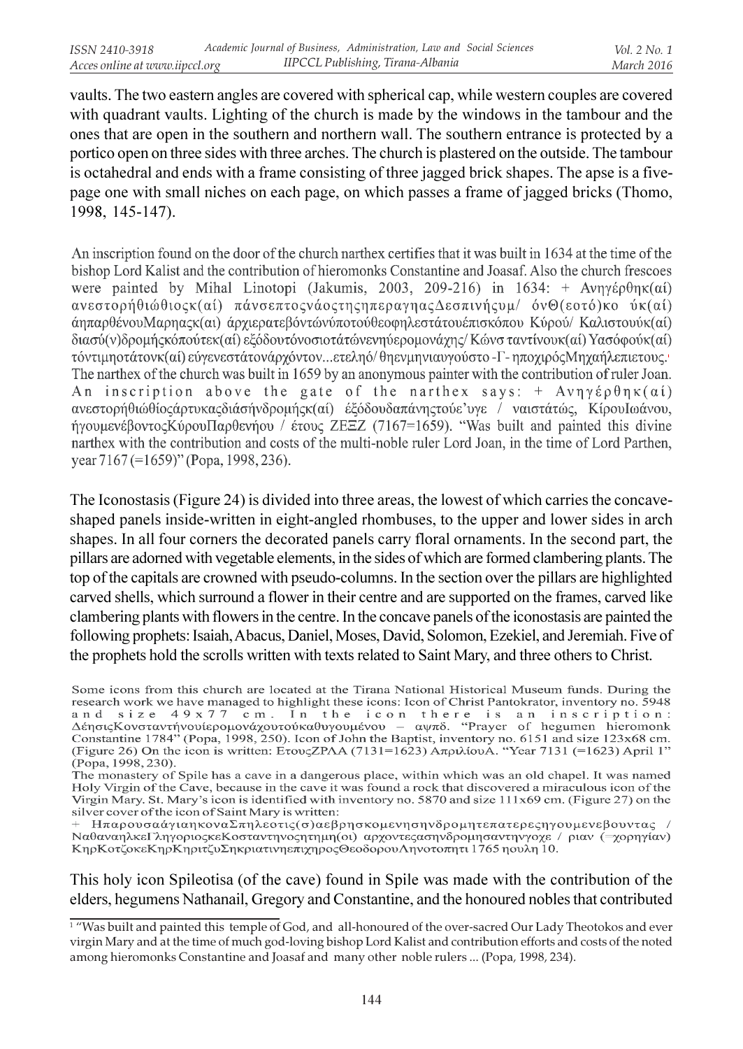vaults. The two eastern angles are covered with spherical cap, while western couples are covered with quadrant vaults. Lighting of the church is made by the windows in the tambour and the ones that are open in the southern and northern wall. The southern entrance is protected by a portico open on three sides with three arches. The church is plastered on the outside. The tambour is octahedral and ends with a frame consisting of three jagged brick shapes. The apse is a five-page one with small niches on each page, on which passes a frame of jagged bricks (Thomo, 1998, 145-147).

An inscription found on the door of the church narthex certifies that it was built in 1634 at the time of the bishop Lord Kalist and the contribution of hieromonks Constantine and Joasaf. Also the church frescoes were painted by Mihal Linotopi (Jakumis, 2003, 209-216) in 1634: + Ανηγέρθηκ(αί) ανεστορήθιώθιοςκ(αί) πάνσεπτοςνάοςτηςηπεραγηαςΔεσπινήςυμ/ όνΘ(εοτό)κο ύκ(αί) άηπαρθένουΜαρηαςκ(αι) άρχιερατεβόντώνύποτούθεοφηλεστάτουέπισκόπου Κύρού/ Καλιστουκ(αί) διασύ(ν)δρομήςκόπούτεκ(αί) εξόδουτόνοσιοτάτώνενήυερομονάχης/ Κώνσ ταντίνουκ(αί) Υασόφούκ(αί) τόντιμηοτάτονκ(αί) εύγενεστάτονάρχόντον...ετεληό/ θηενμηνιαυγούστο -Γ- ηποχιρόςΜηχαήλεπιετους.[1] The narthex of the church was built in 1659 by an anonymous painter with the contribution of ruler Joan. An inscription above the gate of the narthex says: + Ανηγέρθηκ(αί) ανεστορήθιώθίοςάρτυκαςδιάσήνδρομήςκ(αί) έξόδουδαπάνηςτούε'υγε / ναιστάτώς, ΚίρουΙωάνου, ήγουμενέβοντοςΚύρουΠαρθενήου / έτους ΖΕΞΖ (7167=1659). "Was built and painted this divine narthex with the contribution and costs of the multi-noble ruler Lord Joan, in the time of Lord Parthen, year 7167 (=1659)" (Popa, 1998, 236).

The Iconostasis (Figure 24) is divided into three areas, the lowest of which carries the concave-shaped panels inside-written in eight-angled rhombuses, to the upper and lower sides in arch shapes. In all four corners the decorated panels carry floral ornaments. In the second part, the pillars are adorned with vegetable elements, in the sides of which are formed clambering plants. The top of the capitals are crowned with pseudo-columns. In the section over the pillars are highlighted carved shells, which surround a flower in their centre and are supported on the frames, carved like clambering plants with flowers in the centre. In the concave panels of the iconostasis are painted the following prophets: Isaiah, Abacus, Daniel, Moses, David, Solomon, Ezekiel, and Jeremiah. Five of the prophets hold the scrolls written with texts related to Saint Mary, and three others to Christ.

Some icons from this church are located at the Tirana National Historical Museum funds. During the research work we have managed to highlight these icons: Icon of Christ Pantokrator, inventory no. 5948 and size 49x77 cm. In the icon there is an inscription: ΔέησιςΚονσταντήνουίερομονάχουτούκαθυγουμένου – αψπδ. "Prayer of hegumen hieromonk Constantine 1784" (Popa, 1998, 250). Icon of John the Baptist, inventory no. 6151 and size 123x68 cm. (Figure 26) On the icon is written: ΕτουςΖΡΛΑ (7131=1623) ΑπριλίουΑ. "Year 7131 (=1623) April 1" (Popa, 1998, 230).

The monastery of Spile has a cave in a dangerous place, within which was an old chapel. It was named Holy Virgin of the Cave, because in the cave it was found a rock that discovered a miraculous icon of the Virgin Mary. St. Mary's icon is identified with inventory no. 5870 and size 111x69 cm. (Figure 27) on the silver cover of the icon of Saint Mary is written:

+ ΗπαρουσαάγιαηκοναΣπηλεοτις(σ)αεβρησκομενησηνδρομητεπατερεςηγουμενεβουντας / ΝαθαναηλκεΓληγοριοςκεΚοσταντηνοςτημη(οι) αρχοντεςασηνδρομησαντηνγοχε / ριαν (=χορηγίαν) ΚηρΚοτζοκεΚηρΚηριτζυΣηκριατινηεπιχηροςΘεοδορουΛηνοτοπητι 1765 ηουλη 10.

This holy icon Spileotisa (of the cave) found in Spile was made with the contribution of the elders, hegumens Nathanail, Gregory and Constantine, and the honoured nobles that contributed

[1] "Was built and painted this temple of God, and all-honoured of the over-sacred Our Lady Theotokos and ever virgin Mary and at the time of much god-loving bishop Lord Kalist and contribution efforts and costs of the noted among hieromonks Constantine and Joasaf and many other noble rulers ... (Popa, 1998, 234).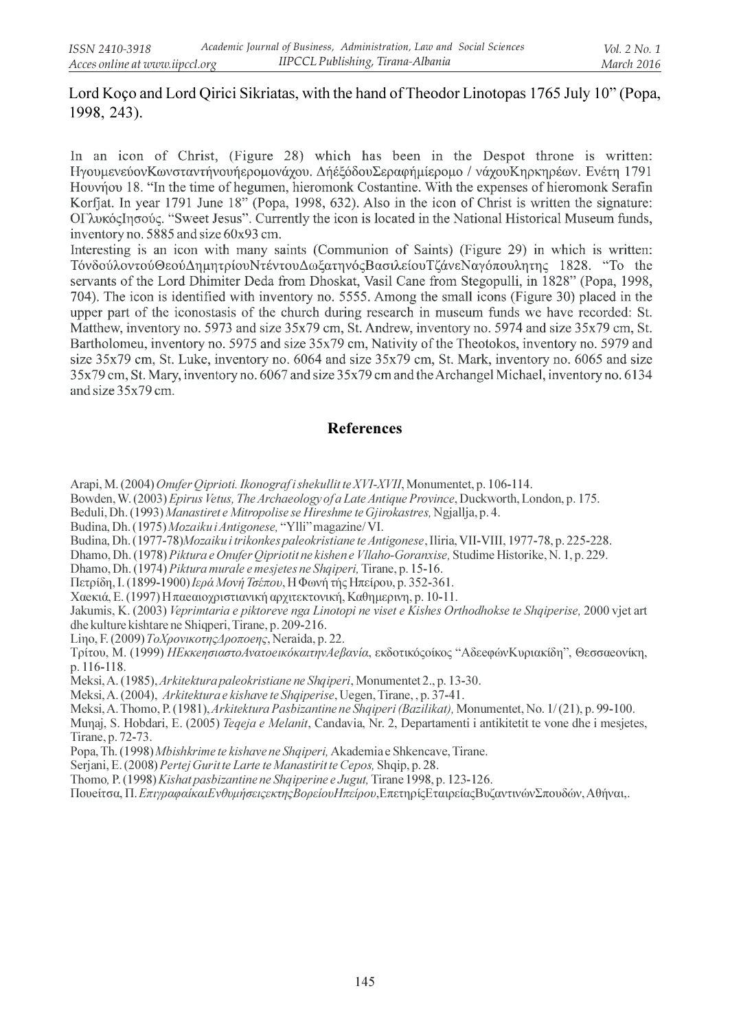Lord Koço and Lord Qirici Sikriatas, with the hand of Theodor Linotopas 1765 July 10" (Popa, 1998, 243).

In an icon of Christ, (Figure 28) which has been in the Despot throne is written: ΗγουμενεύονΚωνσταντήνουήερομονάχου. ΔήέξόδουΣεραφήμίερομο / νάχουΚηρκηρέων. Ενέτη 1791 Ηουνήου 18. "In the time of hegumen, hieromonk Costantine. With the expenses of hieromonk Serafin Korfjat. In year 1791 June 18" (Popa, 1998, 632). Also in the icon of Christ is written the signature: ΟΓλυκόςΙησούς. "Sweet Jesus". Currently the icon is located in the National Historical Museum funds, inventory no. 5885 and size 60x93 cm.

Interesting is an icon with many saints (Communion of Saints) (Figure 29) in which is written: ΤόνδούλοντούΘεούΔημητρίουΝτέντουΔωξατηνόςΒασιλείουΤζάνεΝαγόπουλητης 1828. "To the servants of the Lord Dhimiter Deda from Dhoskat, Vasil Cane from Stegopulli, in 1828" (Popa, 1998, 704). The icon is identified with inventory no. 5555. Among the small icons (Figure 30) placed in the upper part of the iconostasis of the church during research in museum funds we have recorded: St. Matthew, inventory no. 5973 and size 35x79 cm, St. Andrew, inventory no. 5974 and size 35x79 cm, St. Bartholomeu, inventory no. 5975 and size 35x79 cm, Nativity of the Theotokos, inventory no. 5979 and size 35x79 cm, St. Luke, inventory no. 6064 and size 35x79 cm, St. Mark, inventory no. 6065 and size 35x79 cm, St. Mary, inventory no. 6067 and size 35x79 cm and the Archangel Michael, inventory no. 6134 and size 35x79 cm.

## References

Arapi, M. (2004) *Onufer Qiprioti. Ikonograf i shekullit te XVI-XVII*, Monumentet, p. 106-114.

Bowden, W. (2003) *Epirus Vetus, The Archaeology of a Late Antique Province*, Duckworth, London, p. 175.

Beduli, Dh. (1993) *Manastiret e Mitropolise se Hireshme te Gjirokastres,* Ngjallja, p. 4.

Budina, Dh. (1975) *Mozaiku i Antigonese,* "Ylli" magazine/ VI.

Budina, Dh. (1977-78) *Mozaiku i trikonkes paleokristiane te Antigonese*, Iliria, VII-VIII, 1977-78, p. 225-228.

Dhamo, Dh. (1978) *Piktura e Onufer Qipriotit ne kishen e Vllaho-Goranxise,* Studime Historike, N. 1, p. 229.

Dhamo, Dh. (1974) *Piktura murale e mesjetes ne Shqiperi,* Tirane, p. 15-16.

Πετρίδη, Ι. (1899-1900) *Ιερά Μονή Τσέπου*, Η Φωνή τής Ηπείρου, p. 352-361.

Χαεκιά, Ε. (1997) Η παεαιοχριστιανική αρχιτεκτονική, Καθημεριvη, p. 10-11.

Jakumis, K. (2003) *Veprimtaria e piktoreve nga Linotopi ne viset e Kishes Orthodhokse te Shqiperise,* 2000 vjet art dhe kulture kishtare ne Shiqperi, Tirane, p. 209-216.

Liηo, F. (2009) *ΤοΧρονικοτηςΔροποεης*, Neraida, p. 22.

Τρίτου, Μ. (1999) *ΗΕκκεησιαστοΑνατοεικόκαιτηνΑεβανία*, εκδοτικόςοίκος "ΑδεεφώνΚυριακίδη", Θεσσαεονίκη, p. 116-118.

Meksi, A. (1985), *Arkitektura paleokristiane ne Shqiperi*, Monumentet 2., p. 13-30.

Meksi, A. (2004), *Arkitektura e kishave te Shqiperise*, Uegen, Tirane, , p. 37-41.

Meksi, A. Thomo, P. (1981), *Arkitektura Pasbizantine ne Shqiperi (Bazilikat),* Monumentet, No. 1/ (21), p. 99-100.

Muηaj, S. Hobdari, E. (2005) *Teqeja e Melanit*, Candavia, Nr. 2, Departamenti i antikitetit te vone dhe i mesjetes, Tirane, p. 72-73.

Popa, Th. (1998) *Mbishkrime te kishave ne Shqiperi,* Akademia e Shkencave, Tirane.

Serjani, E. (2008) *Pertej Gurit te Larte te Manastirit te Cepos,* Shqip, p. 28.

Thomo, P. (1998) *Kishat pasbizantine ne Shqiperine e Jugut,* Tirane 1998, p. 123-126.

Πουείτσα, Π. *ΕπιγραφαίκαιΕνθυμήσειςεκτηςΒορείουΗπείρου*,ΕπετηρίςΕταιρείαςΒυζαντινώνΣπουδών, Αθήναι,.